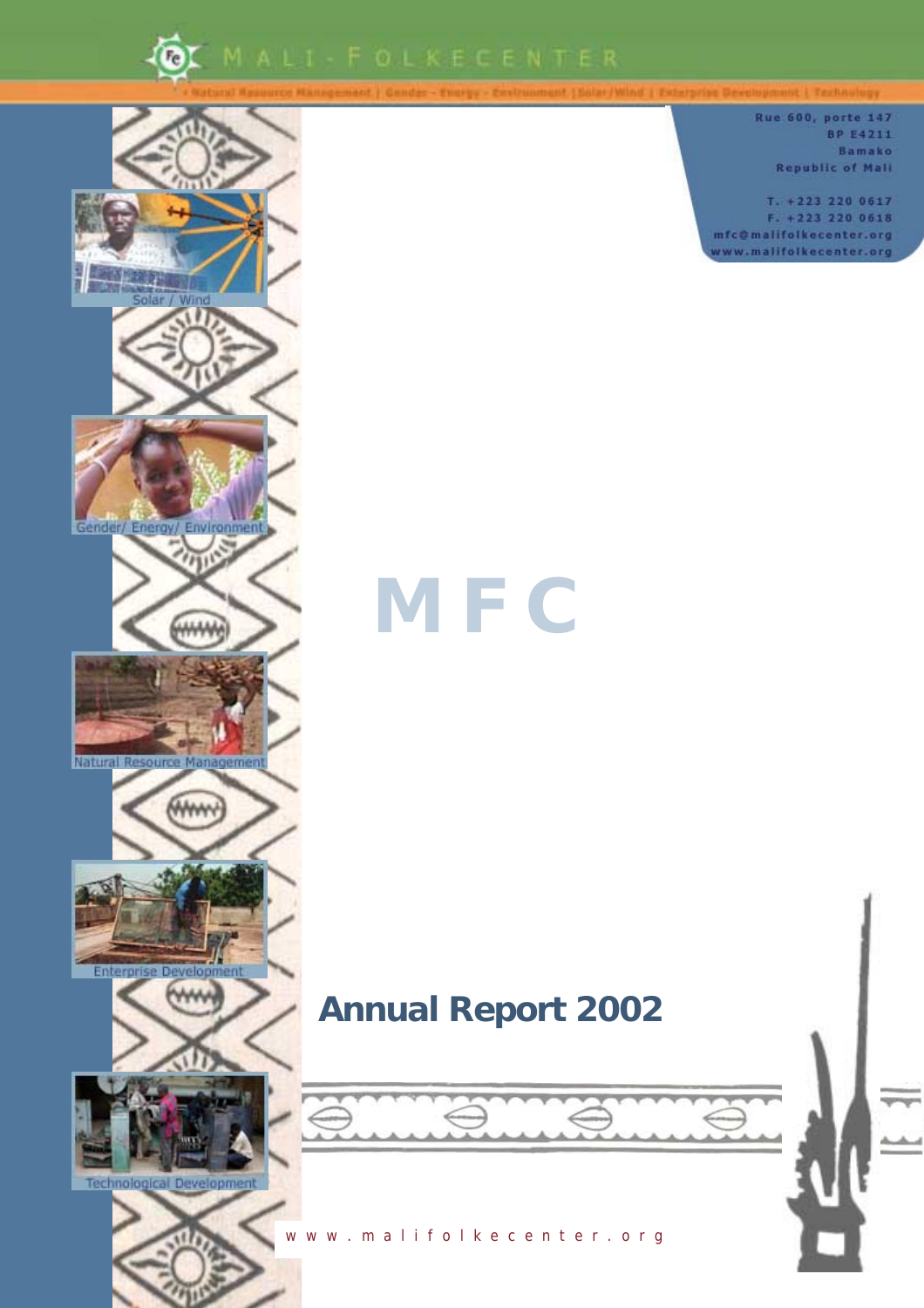# MALI-FOLKECENTER

Natural Resource Management | Gender - Energy - Environment | Solar/Wind | Enterprise Development | Technology

Rue 600, porte 147
BP E4211
Bamako
Republic of Mali

T. +223 220 0617
F. +223 220 0618
mfc@malifolkecenter.org
www.malifolkecenter.org

Solar / Wind

Gender/ Energy/ Environment

Natural Resource Management

Enterprise Development

Technological Development

# MFC

## Annual Report 2002

www.malifolkecenter.org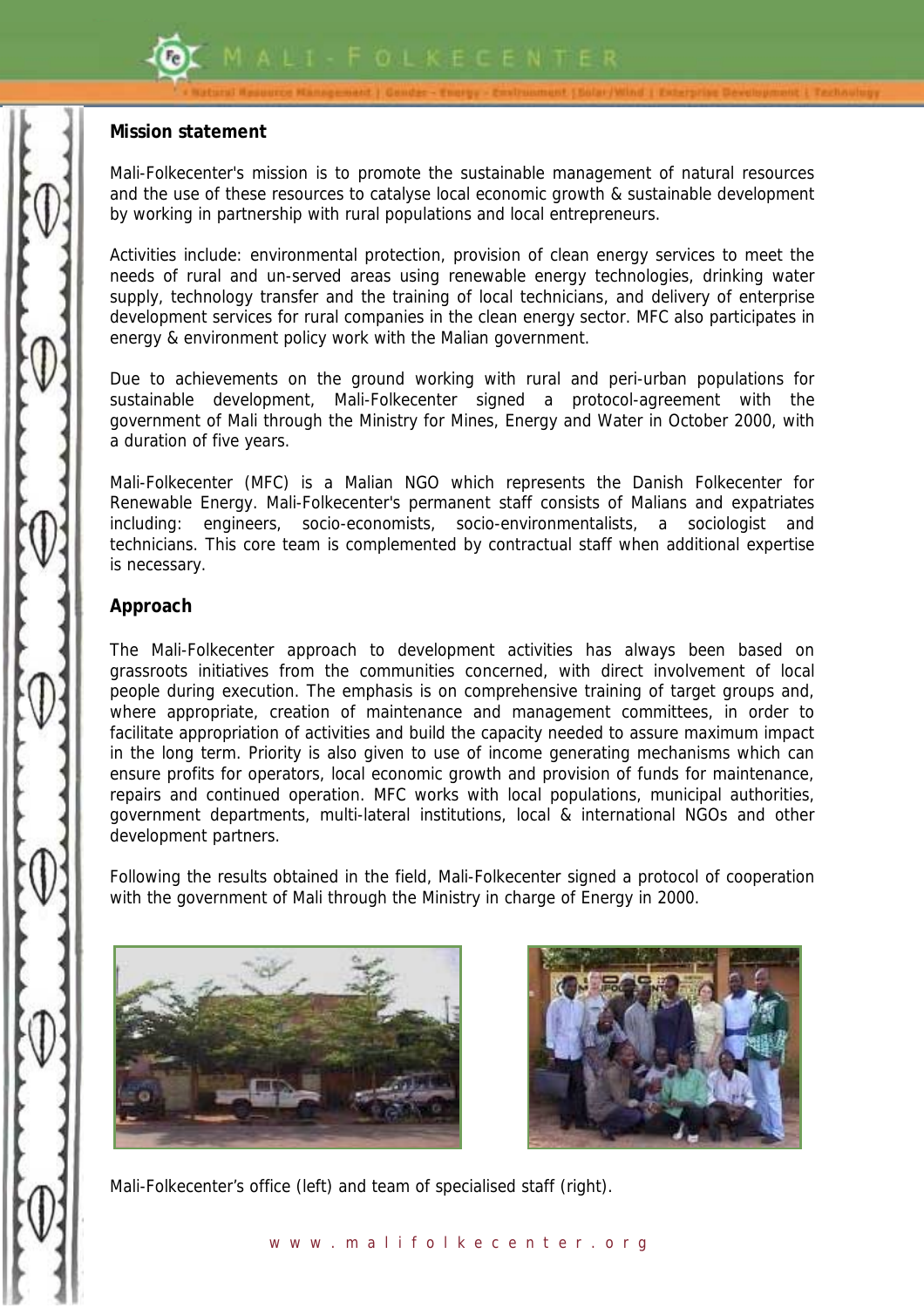## Mission statement

Mali-Folkecenter's mission is to promote the sustainable management of natural resources and the use of these resources to catalyse local economic growth & sustainable development by working in partnership with rural populations and local entrepreneurs.

Activities include: environmental protection, provision of clean energy services to meet the needs of rural and un-served areas using renewable energy technologies, drinking water supply, technology transfer and the training of local technicians, and delivery of enterprise development services for rural companies in the clean energy sector. MFC also participates in energy & environment policy work with the Malian government.

Due to achievements on the ground working with rural and peri-urban populations for sustainable development, Mali-Folkecenter signed a protocol-agreement with the government of Mali through the Ministry for Mines, Energy and Water in October 2000, with a duration of five years.

Mali-Folkecenter (MFC) is a Malian NGO which represents the Danish Folkecenter for Renewable Energy. Mali-Folkecenter's permanent staff consists of Malians and expatriates including: engineers, socio-economists, socio-environmentalists, a sociologist and technicians. This core team is complemented by contractual staff when additional expertise is necessary.

## Approach

The Mali-Folkecenter approach to development activities has always been based on grassroots initiatives from the communities concerned, with direct involvement of local people during execution. The emphasis is on comprehensive training of target groups and, where appropriate, creation of maintenance and management committees, in order to facilitate appropriation of activities and build the capacity needed to assure maximum impact in the long term. Priority is also given to use of income generating mechanisms which can ensure profits for operators, local economic growth and provision of funds for maintenance, repairs and continued operation. MFC works with local populations, municipal authorities, government departments, multi-lateral institutions, local & international NGOs and other development partners.

Following the results obtained in the field, Mali-Folkecenter signed a protocol of cooperation with the government of Mali through the Ministry in charge of Energy in 2000.

Mali-Folkecenter's office (left) and team of specialised staff (right).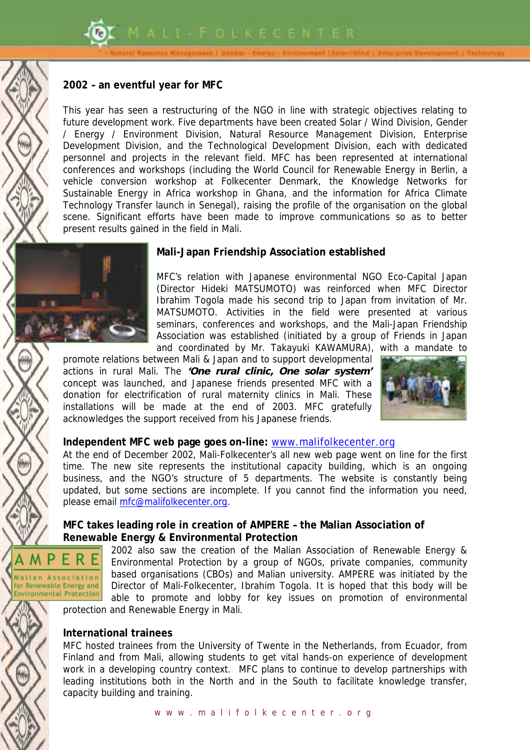## 2002 – an eventful year for MFC

This year has seen a restructuring of the NGO in line with strategic objectives relating to future development work. Five departments have been created Solar / Wind Division, Gender / Energy / Environment Division, Natural Resource Management Division, Enterprise Development Division, and the Technological Development Division, each with dedicated personnel and projects in the relevant field. MFC has been represented at international conferences and workshops (including the World Council for Renewable Energy in Berlin, a vehicle conversion workshop at Folkecenter Denmark, the Knowledge Networks for Sustainable Energy in Africa workshop in Ghana, and the information for Africa Climate Technology Transfer launch in Senegal), raising the profile of the organisation on the global scene. Significant efforts have been made to improve communications so as to better present results gained in the field in Mali.

## Mali-Japan Friendship Association established

MFC's relation with Japanese environmental NGO Eco-Capital Japan (Director Hideki MATSUMOTO) was reinforced when MFC Director Ibrahim Togola made his second trip to Japan from invitation of Mr. MATSUMOTO. Activities in the field were presented at various seminars, conferences and workshops, and the Mali-Japan Friendship Association was established (initiated by a group of Friends in Japan and coordinated by Mr. Takayuki KAWAMURA), with a mandate to promote relations between Mali & Japan and to support developmental actions in rural Mali. The ***'One rural clinic, One solar system'*** concept was launched, and Japanese friends presented MFC with a donation for electrification of rural maternity clinics in Mali. These installations will be made at the end of 2003. MFC gratefully acknowledges the support received from his Japanese friends.

## Independent MFC web page goes on-line: www.malifolkecenter.org

At the end of December 2002, Mali-Folkecenter's all new web page went on line for the first time. The new site represents the institutional capacity building, which is an ongoing business, and the NGO's structure of 5 departments. The website is constantly being updated, but some sections are incomplete. If you cannot find the information you need, please email mfc@malifolkecenter.org.

## MFC takes leading role in creation of AMPERE – the Malian Association of Renewable Energy & Environmental Protection

AMPERE
Malian Association for Renewable Energy and Environmental Protection

2002 also saw the creation of the Malian Association of Renewable Energy & Environmental Protection by a group of NGOs, private companies, community based organisations (CBOs) and Malian university. AMPERE was initiated by the Director of Mali-Folkecenter, Ibrahim Togola. It is hoped that this body will be able to promote and lobby for key issues on promotion of environmental protection and Renewable Energy in Mali.

## International trainees

MFC hosted trainees from the University of Twente in the Netherlands, from Ecuador, from Finland and from Mali, allowing students to get vital hands-on experience of development work in a developing country context. MFC plans to continue to develop partnerships with leading institutions both in the North and in the South to facilitate knowledge transfer, capacity building and training.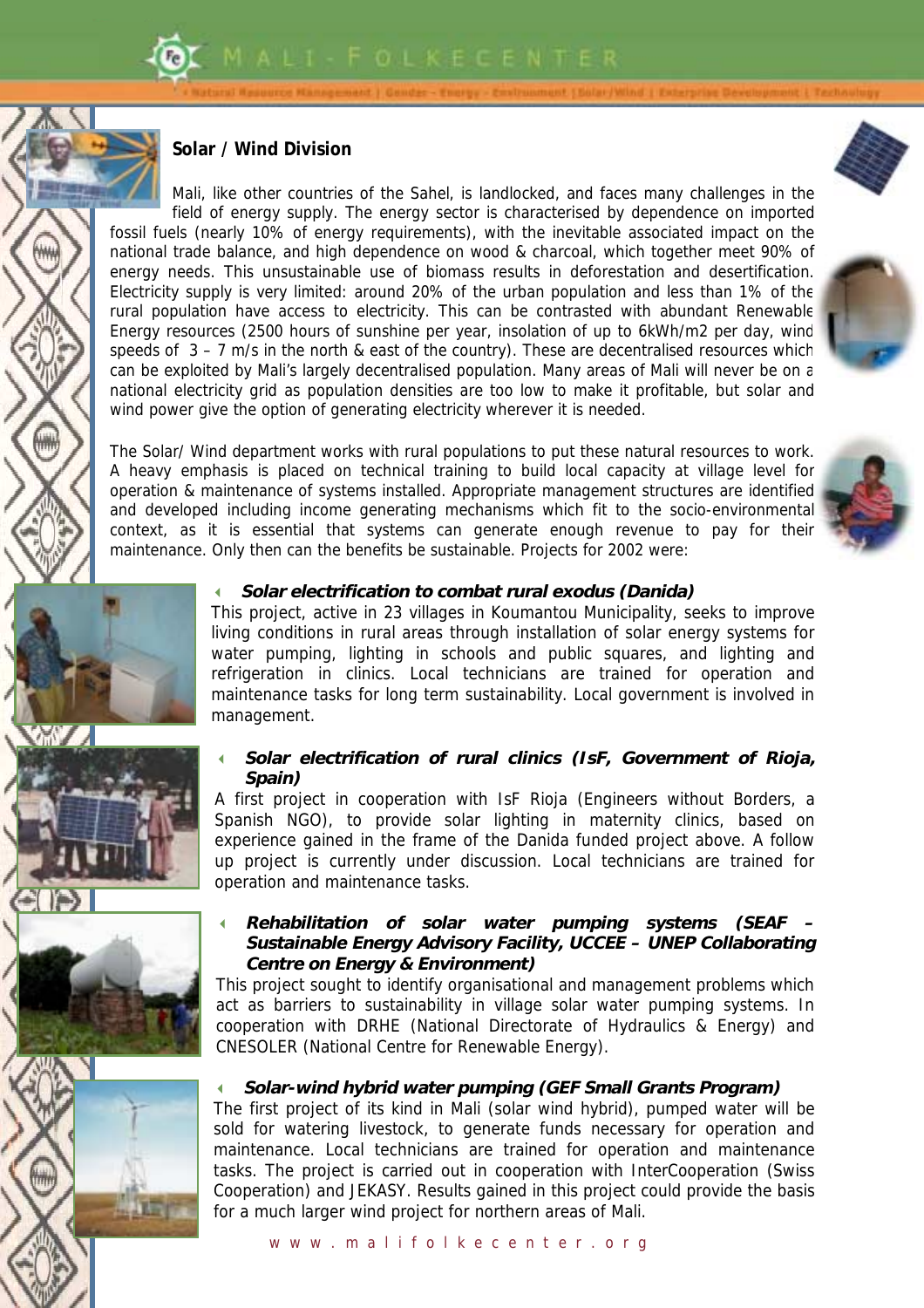## Solar / Wind Division

Mali, like other countries of the Sahel, is landlocked, and faces many challenges in the field of energy supply. The energy sector is characterised by dependence on imported fossil fuels (nearly 10% of energy requirements), with the inevitable associated impact on the national trade balance, and high dependence on wood & charcoal, which together meet 90% of energy needs. This unsustainable use of biomass results in deforestation and desertification. Electricity supply is very limited: around 20% of the urban population and less than 1% of the rural population have access to electricity. This can be contrasted with abundant Renewable Energy resources (2500 hours of sunshine per year, insolation of up to 6kWh/m2 per day, wind speeds of 3 – 7 m/s in the north & east of the country). These are decentralised resources which can be exploited by Mali's largely decentralised population. Many areas of Mali will never be on a national electricity grid as population densities are too low to make it profitable, but solar and wind power give the option of generating electricity wherever it is needed.

The Solar/ Wind department works with rural populations to put these natural resources to work. A heavy emphasis is placed on technical training to build local capacity at village level for operation & maintenance of systems installed. Appropriate management structures are identified and developed including income generating mechanisms which fit to the socio-environmental context, as it is essential that systems can generate enough revenue to pay for their maintenance. Only then can the benefits be sustainable. Projects for 2002 were:

- ***Solar electrification to combat rural exodus (Danida)***

  This project, active in 23 villages in Koumantou Municipality, seeks to improve living conditions in rural areas through installation of solar energy systems for water pumping, lighting in schools and public squares, and lighting and refrigeration in clinics. Local technicians are trained for operation and maintenance tasks for long term sustainability. Local government is involved in management.

- ***Solar electrification of rural clinics (IsF, Government of Rioja, Spain)***

  A first project in cooperation with IsF Rioja (Engineers without Borders, a Spanish NGO), to provide solar lighting in maternity clinics, based on experience gained in the frame of the Danida funded project above. A follow up project is currently under discussion. Local technicians are trained for operation and maintenance tasks.

- ***Rehabilitation of solar water pumping systems (SEAF – Sustainable Energy Advisory Facility, UCCEE – UNEP Collaborating Centre on Energy & Environment)***

  This project sought to identify organisational and management problems which act as barriers to sustainability in village solar water pumping systems. In cooperation with DRHE (National Directorate of Hydraulics & Energy) and CNESOLER (National Centre for Renewable Energy).

- ***Solar-wind hybrid water pumping (GEF Small Grants Program)***

  The first project of its kind in Mali (solar wind hybrid), pumped water will be sold for watering livestock, to generate funds necessary for operation and maintenance. Local technicians are trained for operation and maintenance tasks. The project is carried out in cooperation with InterCooperation (Swiss Cooperation) and JEKASY. Results gained in this project could provide the basis for a much larger wind project for northern areas of Mali.

www.malifolkecenter.org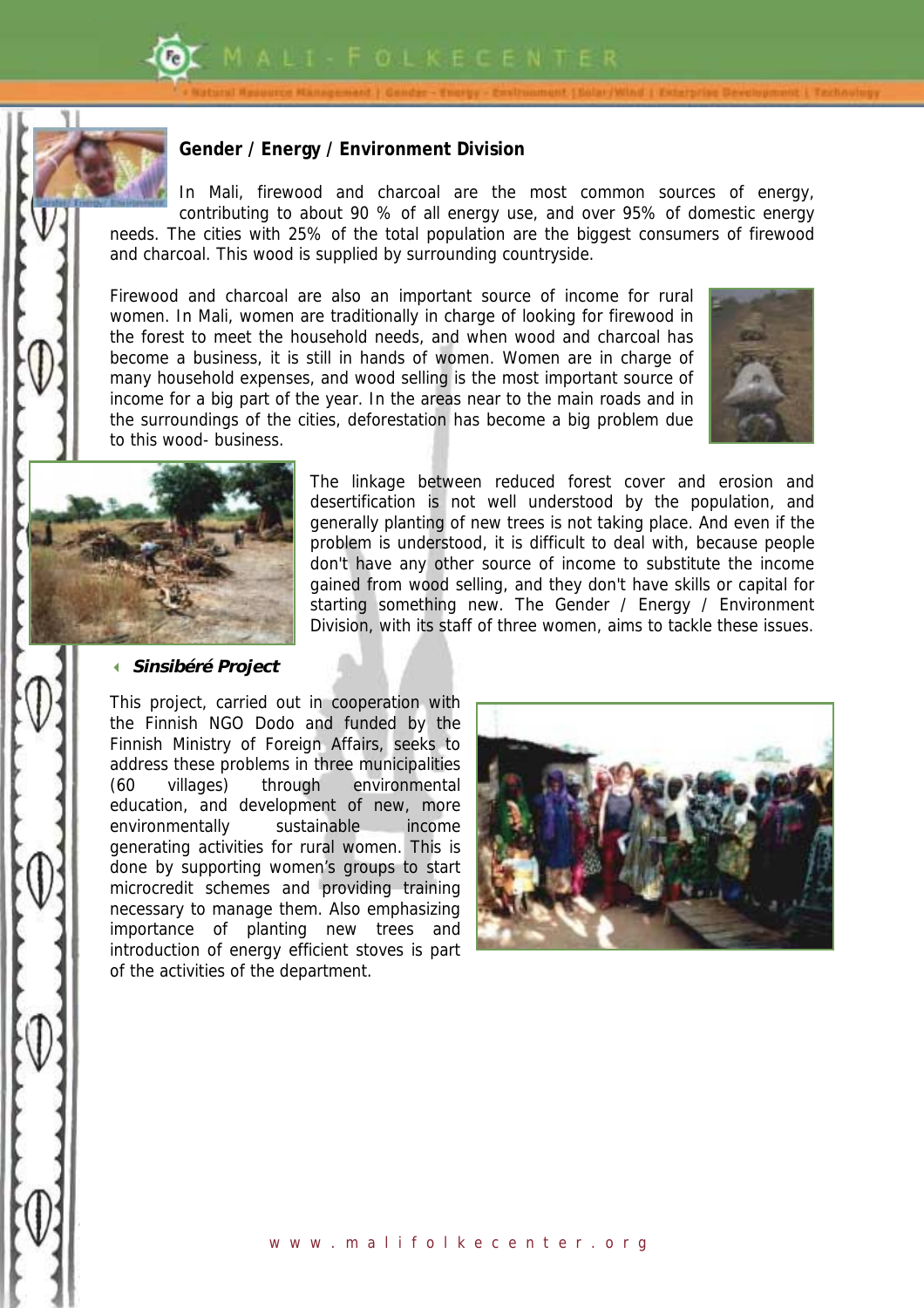## Gender / Energy / Environment Division

In Mali, firewood and charcoal are the most common sources of energy, contributing to about 90 % of all energy use, and over 95% of domestic energy needs. The cities with 25% of the total population are the biggest consumers of firewood and charcoal. This wood is supplied by surrounding countryside.

Firewood and charcoal are also an important source of income for rural women. In Mali, women are traditionally in charge of looking for firewood in the forest to meet the household needs, and when wood and charcoal has become a business, it is still in hands of women. Women are in charge of many household expenses, and wood selling is the most important source of income for a big part of the year. In the areas near to the main roads and in the surroundings of the cities, deforestation has become a big problem due to this wood- business.

The linkage between reduced forest cover and erosion and desertification is not well understood by the population, and generally planting of new trees is not taking place. And even if the problem is understood, it is difficult to deal with, because people don't have any other source of income to substitute the income gained from wood selling, and they don't have skills or capital for starting something new. The Gender / Energy / Environment Division, with its staff of three women, aims to tackle these issues.

### *Sinsibéré Project*

This project, carried out in cooperation with the Finnish NGO Dodo and funded by the Finnish Ministry of Foreign Affairs, seeks to address these problems in three municipalities (60 villages) through environmental education, and development of new, more environmentally sustainable income generating activities for rural women. This is done by supporting women's groups to start microcredit schemes and providing training necessary to manage them. Also emphasizing importance of planting new trees and introduction of energy efficient stoves is part of the activities of the department.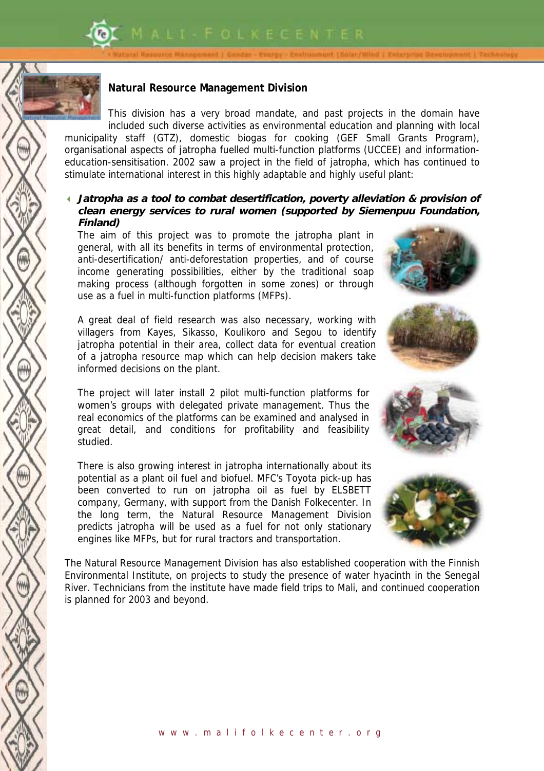## Natural Resource Management Division

This division has a very broad mandate, and past projects in the domain have included such diverse activities as environmental education and planning with local municipality staff (GTZ), domestic biogas for cooking (GEF Small Grants Program), organisational aspects of jatropha fuelled multi-function platforms (UCCEE) and information-education-sensitisation. 2002 saw a project in the field of jatropha, which has continued to stimulate international interest in this highly adaptable and highly useful plant:

- ***Jatropha as a tool to combat desertification, poverty alleviation & provision of clean energy services to rural women (supported by Siemenpuu Foundation, Finland)***

  The aim of this project was to promote the jatropha plant in general, with all its benefits in terms of environmental protection, anti-desertification/ anti-deforestation properties, and of course income generating possibilities, either by the traditional soap making process (although forgotten in some zones) or through use as a fuel in multi-function platforms (MFPs).

  A great deal of field research was also necessary, working with villagers from Kayes, Sikasso, Koulikoro and Segou to identify jatropha potential in their area, collect data for eventual creation of a jatropha resource map which can help decision makers take informed decisions on the plant.

  The project will later install 2 pilot multi-function platforms for women's groups with delegated private management. Thus the real economics of the platforms can be examined and analysed in great detail, and conditions for profitability and feasibility studied.

  There is also growing interest in jatropha internationally about its potential as a plant oil fuel and biofuel. MFC's Toyota pick-up has been converted to run on jatropha oil as fuel by ELSBETT company, Germany, with support from the Danish Folkecenter. In the long term, the Natural Resource Management Division predicts jatropha will be used as a fuel for not only stationary engines like MFPs, but for rural tractors and transportation.

The Natural Resource Management Division has also established cooperation with the Finnish Environmental Institute, on projects to study the presence of water hyacinth in the Senegal River. Technicians from the institute have made field trips to Mali, and continued cooperation is planned for 2003 and beyond.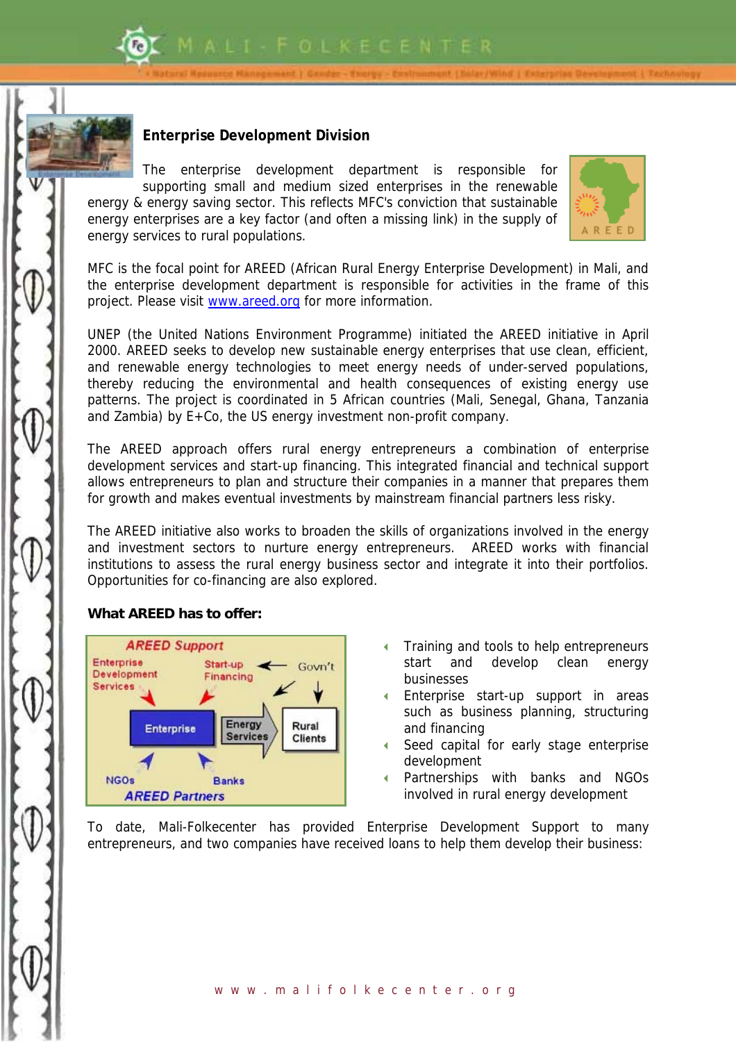## Enterprise Development Division

The enterprise development department is responsible for supporting small and medium sized enterprises in the renewable energy & energy saving sector. This reflects MFC's conviction that sustainable energy enterprises are a key factor (and often a missing link) in the supply of energy services to rural populations.

MFC is the focal point for AREED (African Rural Energy Enterprise Development) in Mali, and the enterprise development department is responsible for activities in the frame of this project. Please visit www.areed.org for more information.

UNEP (the United Nations Environment Programme) initiated the AREED initiative in April 2000. AREED seeks to develop new sustainable energy enterprises that use clean, efficient, and renewable energy technologies to meet energy needs of under-served populations, thereby reducing the environmental and health consequences of existing energy use patterns. The project is coordinated in 5 African countries (Mali, Senegal, Ghana, Tanzania and Zambia) by E+Co, the US energy investment non-profit company.

The AREED approach offers rural energy entrepreneurs a combination of enterprise development services and start-up financing. This integrated financial and technical support allows entrepreneurs to plan and structure their companies in a manner that prepares them for growth and makes eventual investments by mainstream financial partners less risky.

The AREED initiative also works to broaden the skills of organizations involved in the energy and investment sectors to nurture energy entrepreneurs. AREED works with financial institutions to assess the rural energy business sector and integrate it into their portfolios. Opportunities for co-financing are also explored.

**What AREED has to offer:**

AREED Support
Enterprise Development Services
Start-up Financing
Govn't
Enterprise
Energy Services
Rural Clients
NGOs
Banks
AREED Partners

- Training and tools to help entrepreneurs start and develop clean energy businesses
- Enterprise start-up support in areas such as business planning, structuring and financing
- Seed capital for early stage enterprise development
- Partnerships with banks and NGOs involved in rural energy development

To date, Mali-Folkecenter has provided Enterprise Development Support to many entrepreneurs, and two companies have received loans to help them develop their business: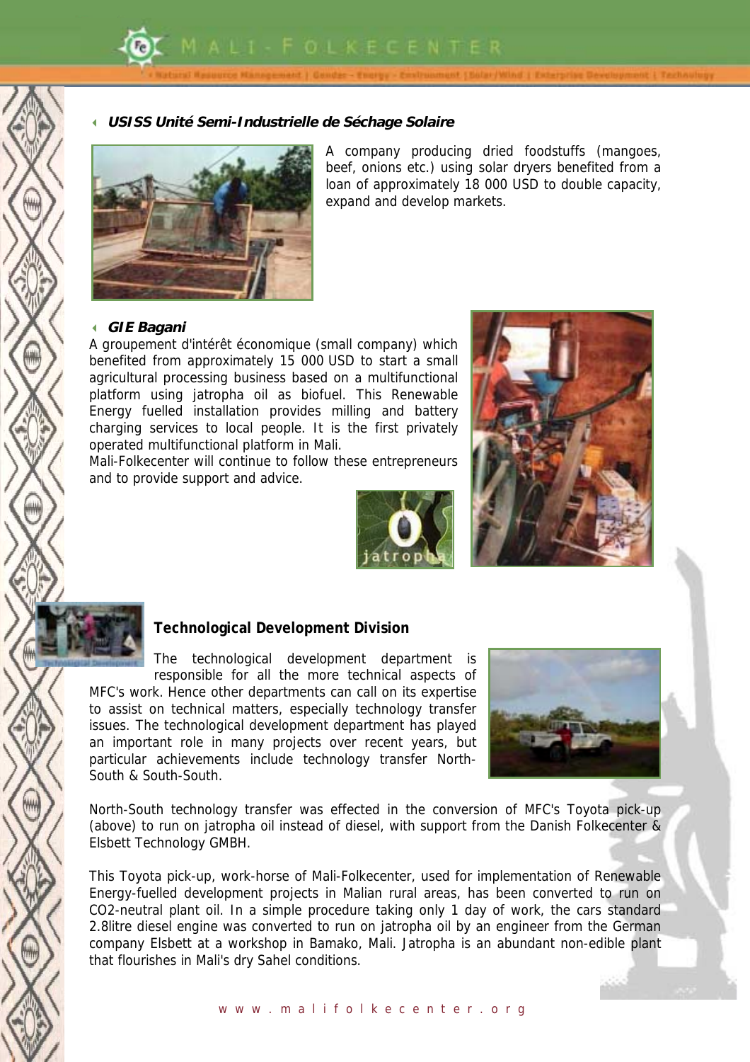### USISS Unité Semi-Industrielle de Séchage Solaire

A company producing dried foodstuffs (mangoes, beef, onions etc.) using solar dryers benefited from a loan of approximately 18 000 USD to double capacity, expand and develop markets.

### GIE Bagani

A groupement d'intérêt économique (small company) which benefited from approximately 15 000 USD to start a small agricultural processing business based on a multifunctional platform using jatropha oil as biofuel. This Renewable Energy fuelled installation provides milling and battery charging services to local people. It is the first privately operated multifunctional platform in Mali.

Mali-Folkecenter will continue to follow these entrepreneurs and to provide support and advice.

## Technological Development Division

The technological development department is responsible for all the more technical aspects of MFC's work. Hence other departments can call on its expertise to assist on technical matters, especially technology transfer issues. The technological development department has played an important role in many projects over recent years, but particular achievements include technology transfer North-South & South-South.

North-South technology transfer was effected in the conversion of MFC's Toyota pick-up (above) to run on jatropha oil instead of diesel, with support from the Danish Folkecenter & Elsbett Technology GMBH.

This Toyota pick-up, work-horse of Mali-Folkecenter, used for implementation of Renewable Energy-fuelled development projects in Malian rural areas, has been converted to run on $CO_2$-neutral plant oil. In a simple procedure taking only 1 day of work, the cars standard 2.8litre diesel engine was converted to run on jatropha oil by an engineer from the German company Elsbett at a workshop in Bamako, Mali. Jatropha is an abundant non-edible plant that flourishes in Mali's dry Sahel conditions.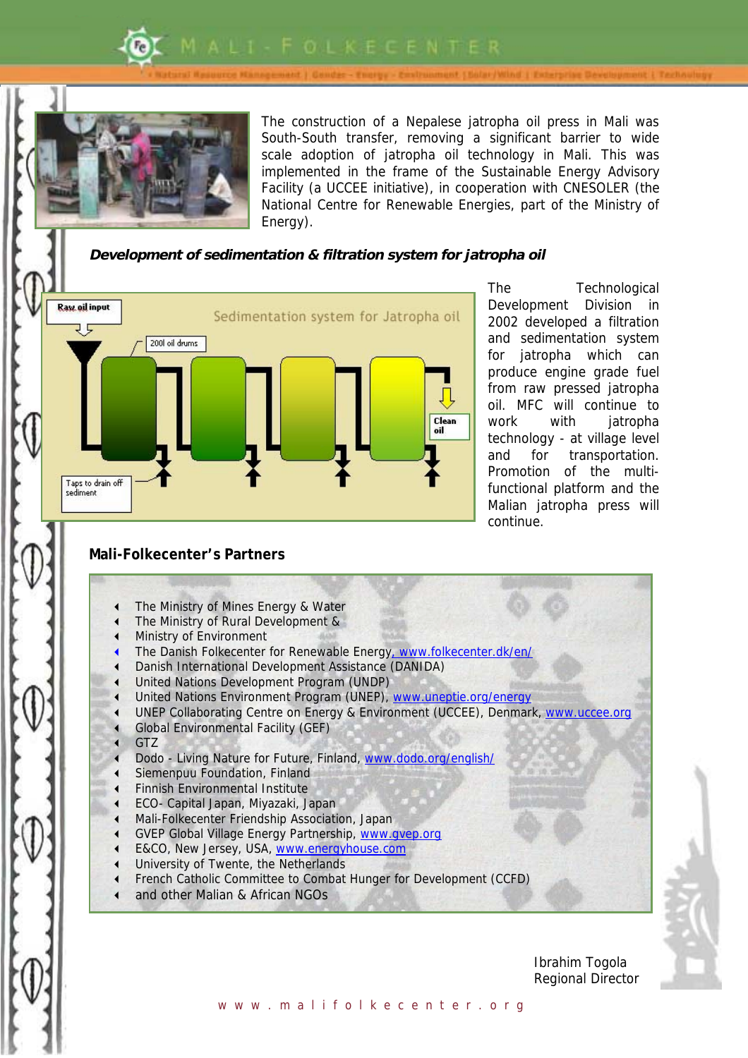The construction of a Nepalese jatropha oil press in Mali was South-South transfer, removing a significant barrier to wide scale adoption of jatropha oil technology in Mali. This was implemented in the frame of the Sustainable Energy Advisory Facility (a UCCEE initiative), in cooperation with CNESOLER (the National Centre for Renewable Energies, part of the Ministry of Energy).

***Development of sedimentation & filtration system for jatropha oil***

Sedimentation system for Jatropha oil

Raw oil input

200l oil drums

Clean oil

Taps to drain off sediment

The Technological Development Division in 2002 developed a filtration and sedimentation system for jatropha which can produce engine grade fuel from raw pressed jatropha oil. MFC will continue to work with jatropha technology - at village level and for transportation. Promotion of the multi-functional platform and the Malian jatropha press will continue.

**Mali-Folkecenter's Partners**

- The Ministry of Mines Energy & Water
- The Ministry of Rural Development &
- Ministry of Environment
- The Danish Folkecenter for Renewable Energy, www.folkecenter.dk/en/
- Danish International Development Assistance (DANIDA)
- United Nations Development Program (UNDP)
- United Nations Environment Program (UNEP), www.uneptie.org/energy
- UNEP Collaborating Centre on Energy & Environment (UCCEE), Denmark, www.uccee.org
- Global Environmental Facility (GEF)
- GTZ
- Dodo - Living Nature for Future, Finland, www.dodo.org/english/
- Siemenpuu Foundation, Finland
- Finnish Environmental Institute
- ECO- Capital Japan, Miyazaki, Japan
- Mali-Folkecenter Friendship Association, Japan
- GVEP Global Village Energy Partnership, www.gvep.org
- E&CO, New Jersey, USA, www.energyhouse.com
- University of Twente, the Netherlands
- French Catholic Committee to Combat Hunger for Development (CCFD)
- and other Malian & African NGOs

Ibrahim Togola
Regional Director